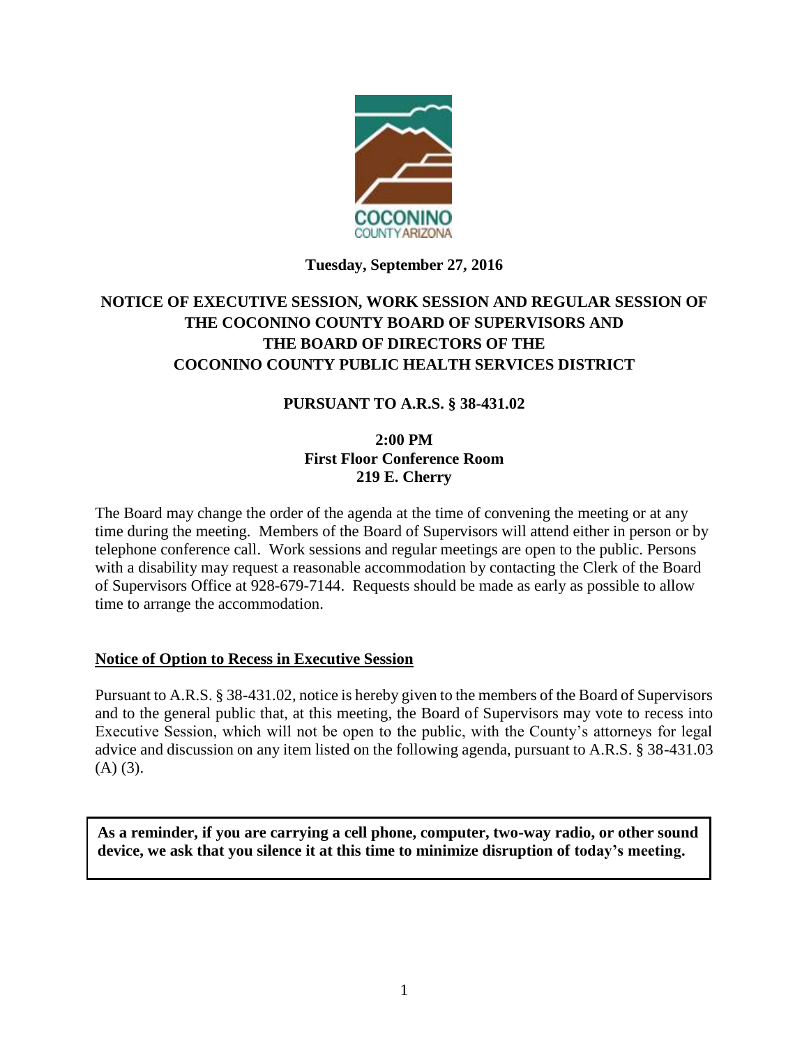**Tuesday, September 27, 2016**

# NOTICE OF EXECUTIVE SESSION, WORK SESSION AND REGULAR SESSION OF THE COCONINO COUNTY BOARD OF SUPERVISORS AND THE BOARD OF DIRECTORS OF THE COCONINO COUNTY PUBLIC HEALTH SERVICES DISTRICT

## PURSUANT TO A.R.S. § 38-431.02

**2:00 PM**
**First Floor Conference Room**
**219 E. Cherry**

The Board may change the order of the agenda at the time of convening the meeting or at any time during the meeting. Members of the Board of Supervisors will attend either in person or by telephone conference call. Work sessions and regular meetings are open to the public. Persons with a disability may request a reasonable accommodation by contacting the Clerk of the Board of Supervisors Office at 928-679-7144. Requests should be made as early as possible to allow time to arrange the accommodation.

**Notice of Option to Recess in Executive Session**

Pursuant to A.R.S. § 38-431.02, notice is hereby given to the members of the Board of Supervisors and to the general public that, at this meeting, the Board of Supervisors may vote to recess into Executive Session, which will not be open to the public, with the County's attorneys for legal advice and discussion on any item listed on the following agenda, pursuant to A.R.S. § 38-431.03 (A) (3).

**As a reminder, if you are carrying a cell phone, computer, two-way radio, or other sound device, we ask that you silence it at this time to minimize disruption of today's meeting.**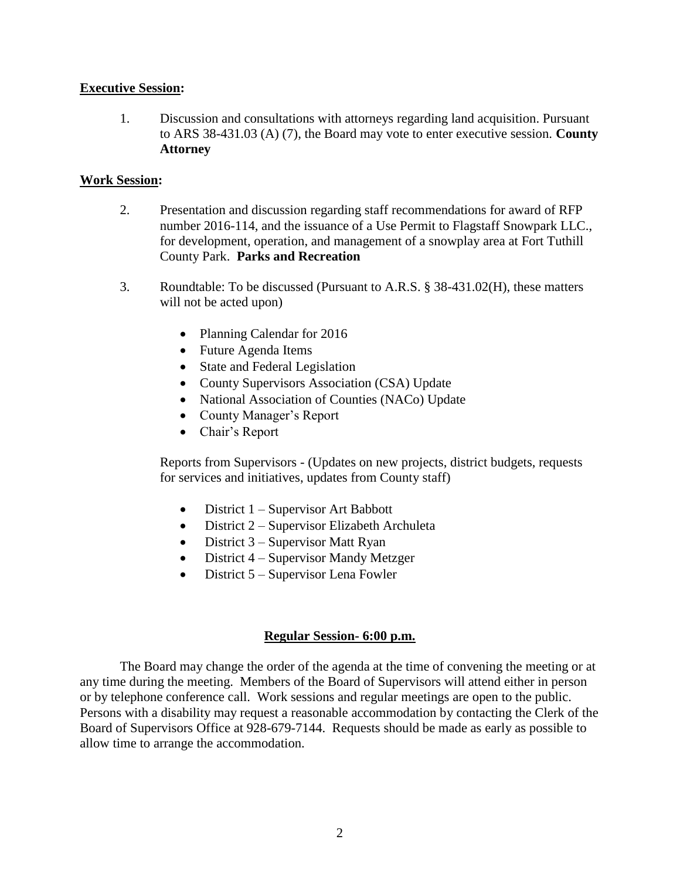**Executive Session:**

1. Discussion and consultations with attorneys regarding land acquisition. Pursuant to ARS 38-431.03 (A) (7), the Board may vote to enter executive session. **County Attorney**

**Work Session:**

2. Presentation and discussion regarding staff recommendations for award of RFP number 2016-114, and the issuance of a Use Permit to Flagstaff Snowpark LLC., for development, operation, and management of a snowplay area at Fort Tuthill County Park. **Parks and Recreation**

3. Roundtable: To be discussed (Pursuant to A.R.S. § 38-431.02(H), these matters will not be acted upon)

   - Planning Calendar for 2016
   - Future Agenda Items
   - State and Federal Legislation
   - County Supervisors Association (CSA) Update
   - National Association of Counties (NACo) Update
   - County Manager's Report
   - Chair's Report

   Reports from Supervisors - (Updates on new projects, district budgets, requests for services and initiatives, updates from County staff)

   - District 1 – Supervisor Art Babbott
   - District 2 – Supervisor Elizabeth Archuleta
   - District 3 – Supervisor Matt Ryan
   - District 4 – Supervisor Mandy Metzger
   - District 5 – Supervisor Lena Fowler

**Regular Session- 6:00 p.m.**

The Board may change the order of the agenda at the time of convening the meeting or at any time during the meeting. Members of the Board of Supervisors will attend either in person or by telephone conference call. Work sessions and regular meetings are open to the public. Persons with a disability may request a reasonable accommodation by contacting the Clerk of the Board of Supervisors Office at 928-679-7144. Requests should be made as early as possible to allow time to arrange the accommodation.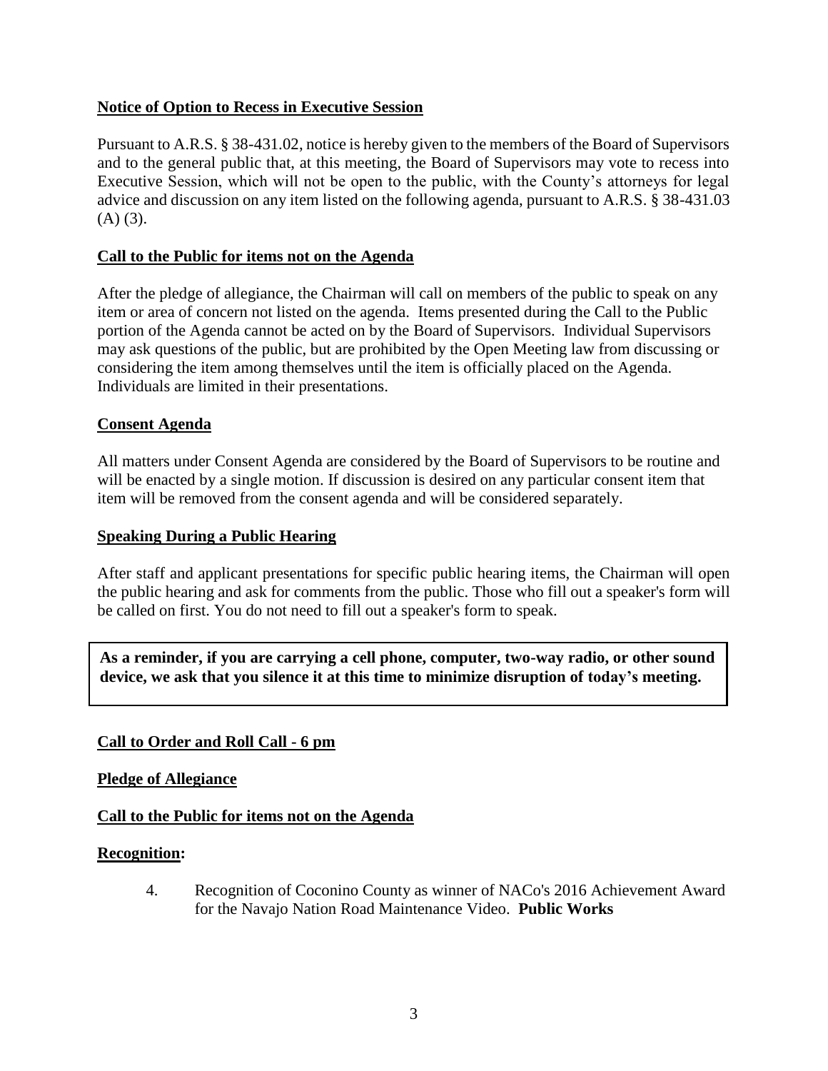**Notice of Option to Recess in Executive Session**

Pursuant to A.R.S. § 38-431.02, notice is hereby given to the members of the Board of Supervisors and to the general public that, at this meeting, the Board of Supervisors may vote to recess into Executive Session, which will not be open to the public, with the County's attorneys for legal advice and discussion on any item listed on the following agenda, pursuant to A.R.S. § 38-431.03 (A) (3).

**Call to the Public for items not on the Agenda**

After the pledge of allegiance, the Chairman will call on members of the public to speak on any item or area of concern not listed on the agenda. Items presented during the Call to the Public portion of the Agenda cannot be acted on by the Board of Supervisors. Individual Supervisors may ask questions of the public, but are prohibited by the Open Meeting law from discussing or considering the item among themselves until the item is officially placed on the Agenda. Individuals are limited in their presentations.

**Consent Agenda**

All matters under Consent Agenda are considered by the Board of Supervisors to be routine and will be enacted by a single motion. If discussion is desired on any particular consent item that item will be removed from the consent agenda and will be considered separately.

**Speaking During a Public Hearing**

After staff and applicant presentations for specific public hearing items, the Chairman will open the public hearing and ask for comments from the public. Those who fill out a speaker's form will be called on first. You do not need to fill out a speaker's form to speak.

**As a reminder, if you are carrying a cell phone, computer, two-way radio, or other sound device, we ask that you silence it at this time to minimize disruption of today's meeting.**

**Call to Order and Roll Call - 6 pm**

**Pledge of Allegiance**

**Call to the Public for items not on the Agenda**

**Recognition:**

4. Recognition of Coconino County as winner of NACo's 2016 Achievement Award for the Navajo Nation Road Maintenance Video. **Public Works**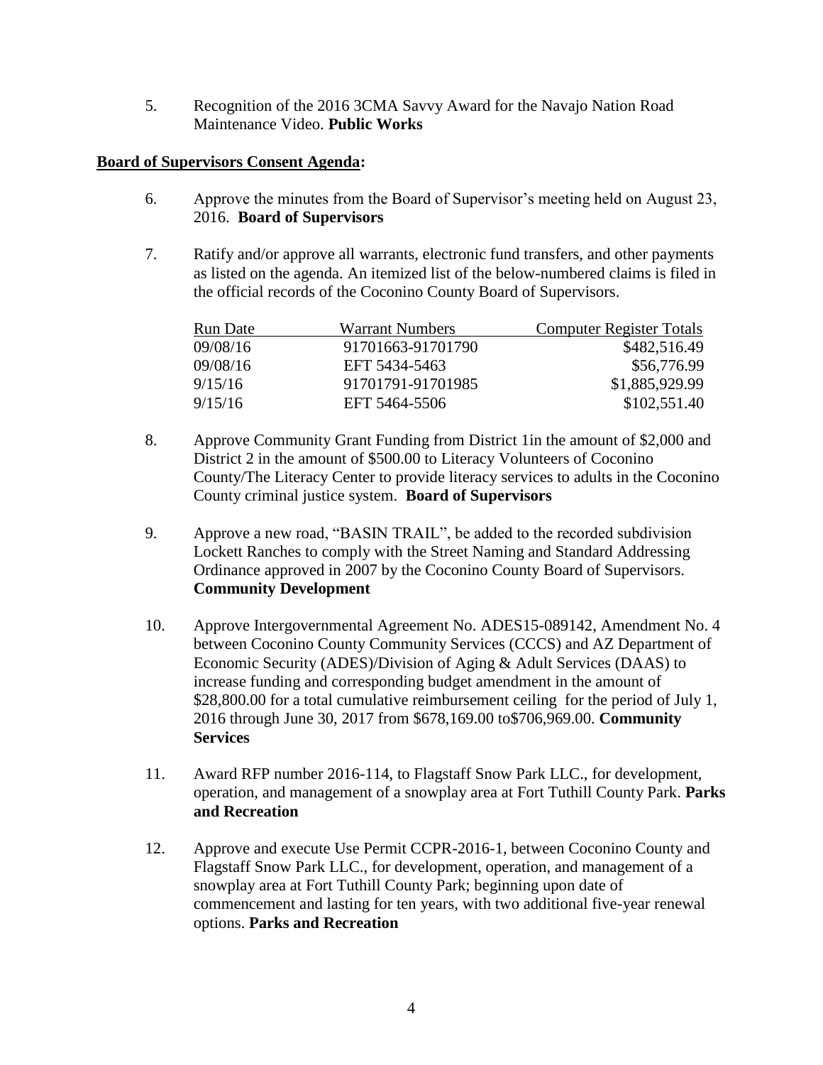5. Recognition of the 2016 3CMA Savvy Award for the Navajo Nation Road Maintenance Video. **Public Works**

**Board of Supervisors Consent Agenda:**

6. Approve the minutes from the Board of Supervisor's meeting held on August 23, 2016. **Board of Supervisors**

7. Ratify and/or approve all warrants, electronic fund transfers, and other payments as listed on the agenda. An itemized list of the below-numbered claims is filed in the official records of the Coconino County Board of Supervisors.

| Run Date | Warrant Numbers | Computer Register Totals |
|---|---|---|
| 09/08/16 | 91701663-91701790 | $482,516.49 |
| 09/08/16 | EFT 5434-5463 | $56,776.99 |
| 9/15/16 | 91701791-91701985 | $1,885,929.99 |
| 9/15/16 | EFT 5464-5506 | $102,551.40 |

8. Approve Community Grant Funding from District 1in the amount of $2,000 and District 2 in the amount of $500.00 to Literacy Volunteers of Coconino County/The Literacy Center to provide literacy services to adults in the Coconino County criminal justice system. **Board of Supervisors**

9. Approve a new road, "BASIN TRAIL", be added to the recorded subdivision Lockett Ranches to comply with the Street Naming and Standard Addressing Ordinance approved in 2007 by the Coconino County Board of Supervisors. **Community Development**

10. Approve Intergovernmental Agreement No. ADES15-089142, Amendment No. 4 between Coconino County Community Services (CCCS) and AZ Department of Economic Security (ADES)/Division of Aging & Adult Services (DAAS) to increase funding and corresponding budget amendment in the amount of $28,800.00 for a total cumulative reimbursement ceiling for the period of July 1, 2016 through June 30, 2017 from $678,169.00 to$706,969.00. **Community Services**

11. Award RFP number 2016-114, to Flagstaff Snow Park LLC., for development, operation, and management of a snowplay area at Fort Tuthill County Park. **Parks and Recreation**

12. Approve and execute Use Permit CCPR-2016-1, between Coconino County and Flagstaff Snow Park LLC., for development, operation, and management of a snowplay area at Fort Tuthill County Park; beginning upon date of commencement and lasting for ten years, with two additional five-year renewal options. **Parks and Recreation**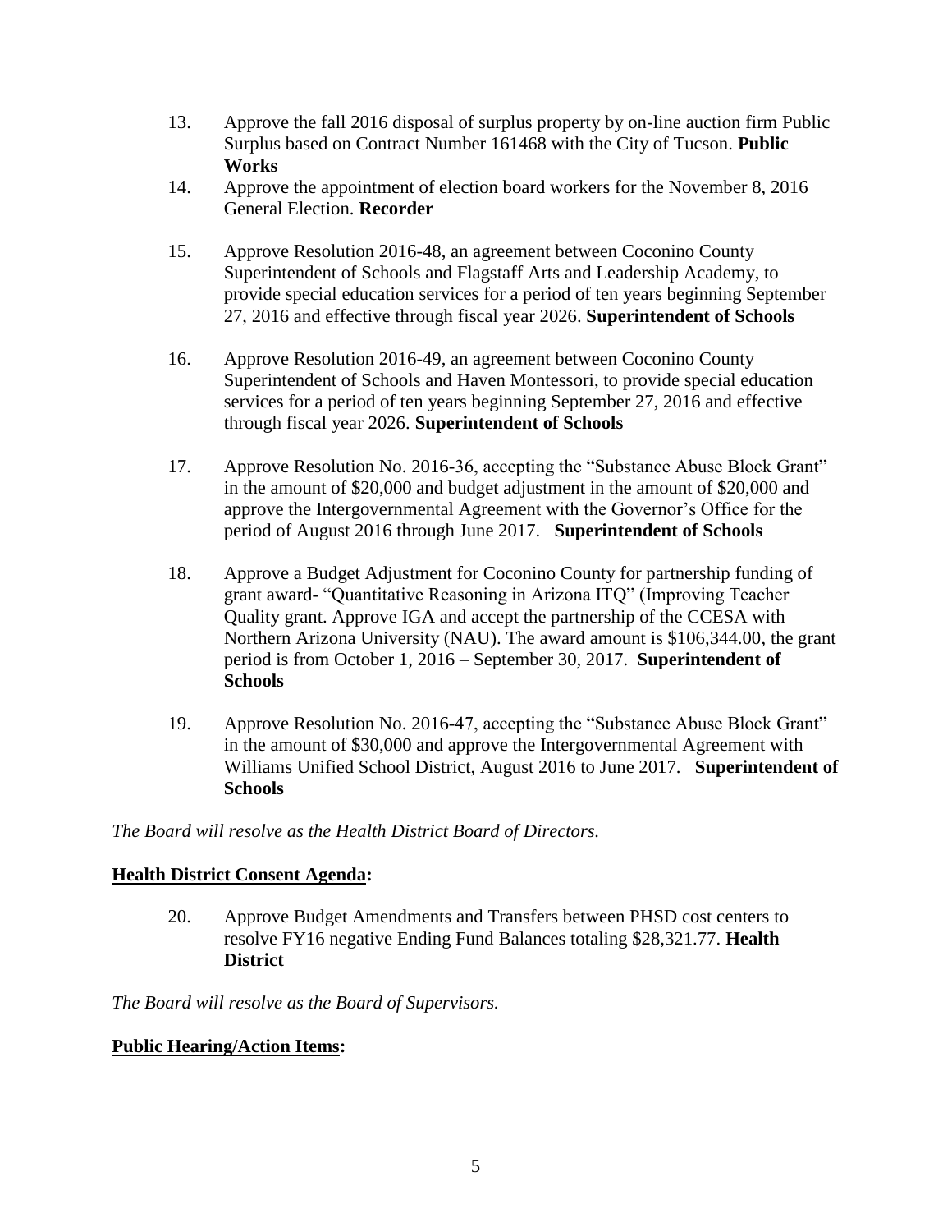13. Approve the fall 2016 disposal of surplus property by on-line auction firm Public Surplus based on Contract Number 161468 with the City of Tucson. **Public Works**

14. Approve the appointment of election board workers for the November 8, 2016 General Election. **Recorder**

15. Approve Resolution 2016-48, an agreement between Coconino County Superintendent of Schools and Flagstaff Arts and Leadership Academy, to provide special education services for a period of ten years beginning September 27, 2016 and effective through fiscal year 2026. **Superintendent of Schools**

16. Approve Resolution 2016-49, an agreement between Coconino County Superintendent of Schools and Haven Montessori, to provide special education services for a period of ten years beginning September 27, 2016 and effective through fiscal year 2026. **Superintendent of Schools**

17. Approve Resolution No. 2016-36, accepting the "Substance Abuse Block Grant" in the amount of $20,000 and budget adjustment in the amount of $20,000 and approve the Intergovernmental Agreement with the Governor's Office for the period of August 2016 through June 2017. **Superintendent of Schools**

18. Approve a Budget Adjustment for Coconino County for partnership funding of grant award- "Quantitative Reasoning in Arizona ITQ" (Improving Teacher Quality grant. Approve IGA and accept the partnership of the CCESA with Northern Arizona University (NAU). The award amount is $106,344.00, the grant period is from October 1, 2016 – September 30, 2017. **Superintendent of Schools**

19. Approve Resolution No. 2016-47, accepting the "Substance Abuse Block Grant" in the amount of $30,000 and approve the Intergovernmental Agreement with Williams Unified School District, August 2016 to June 2017. **Superintendent of Schools**

*The Board will resolve as the Health District Board of Directors.*

**Health District Consent Agenda:**

20. Approve Budget Amendments and Transfers between PHSD cost centers to resolve FY16 negative Ending Fund Balances totaling $28,321.77. **Health District**

*The Board will resolve as the Board of Supervisors.*

**Public Hearing/Action Items:**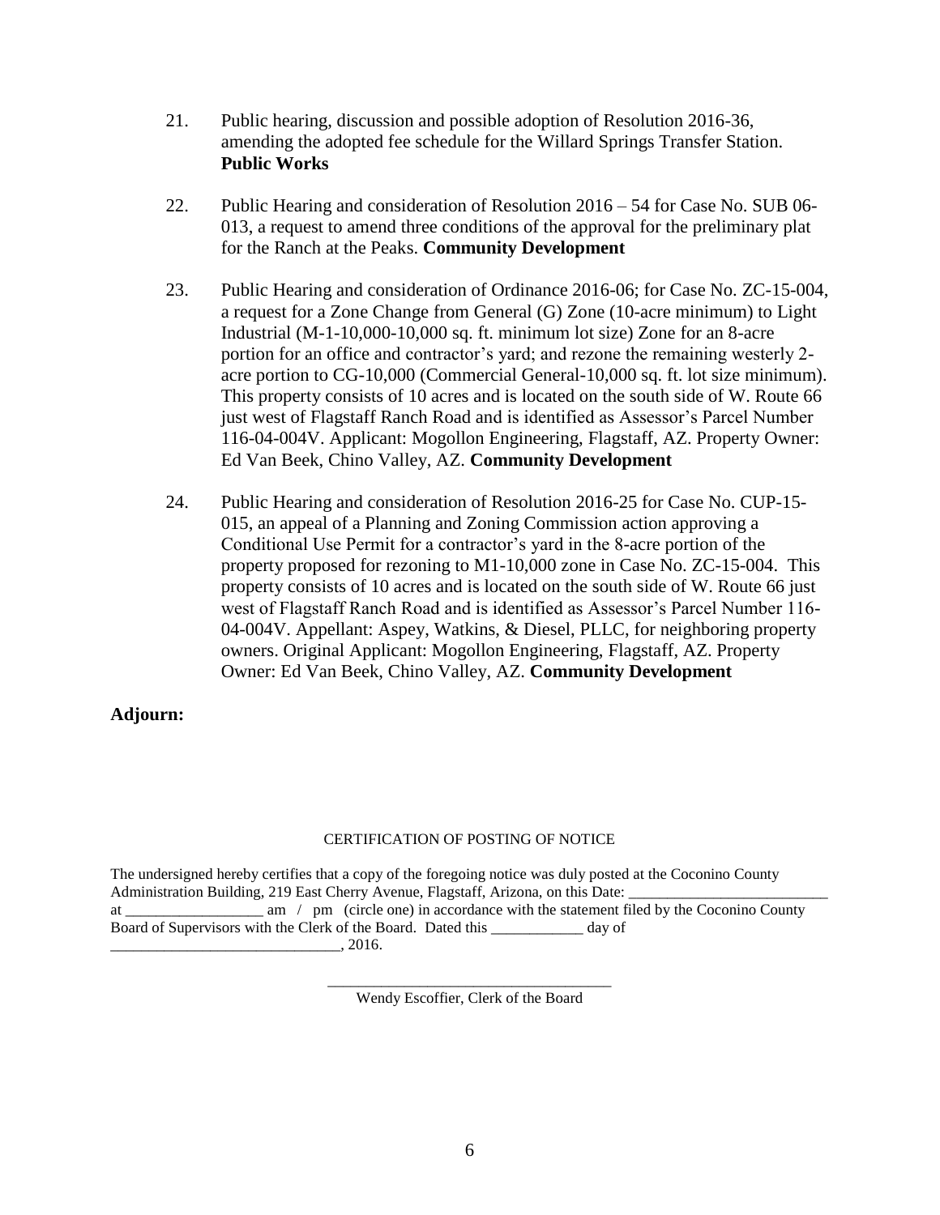21. Public hearing, discussion and possible adoption of Resolution 2016-36, amending the adopted fee schedule for the Willard Springs Transfer Station. **Public Works**

22. Public Hearing and consideration of Resolution 2016 – 54 for Case No. SUB 06-013, a request to amend three conditions of the approval for the preliminary plat for the Ranch at the Peaks. **Community Development**

23. Public Hearing and consideration of Ordinance 2016-06; for Case No. ZC-15-004, a request for a Zone Change from General (G) Zone (10-acre minimum) to Light Industrial (M-1-10,000-10,000 sq. ft. minimum lot size) Zone for an 8-acre portion for an office and contractor's yard; and rezone the remaining westerly 2-acre portion to CG-10,000 (Commercial General-10,000 sq. ft. lot size minimum). This property consists of 10 acres and is located on the south side of W. Route 66 just west of Flagstaff Ranch Road and is identified as Assessor's Parcel Number 116-04-004V. Applicant: Mogollon Engineering, Flagstaff, AZ. Property Owner: Ed Van Beek, Chino Valley, AZ. **Community Development**

24. Public Hearing and consideration of Resolution 2016-25 for Case No. CUP-15-015, an appeal of a Planning and Zoning Commission action approving a Conditional Use Permit for a contractor's yard in the 8-acre portion of the property proposed for rezoning to M1-10,000 zone in Case No. ZC-15-004. This property consists of 10 acres and is located on the south side of W. Route 66 just west of Flagstaff Ranch Road and is identified as Assessor's Parcel Number 116-04-004V. Appellant: Aspey, Watkins, & Diesel, PLLC, for neighboring property owners. Original Applicant: Mogollon Engineering, Flagstaff, AZ. Property Owner: Ed Van Beek, Chino Valley, AZ. **Community Development**

**Adjourn:**

CERTIFICATION OF POSTING OF NOTICE

The undersigned hereby certifies that a copy of the foregoing notice was duly posted at the Coconino County Administration Building, 219 East Cherry Avenue, Flagstaff, Arizona, on this Date: __________________________ at __________________ am / pm (circle one) in accordance with the statement filed by the Coconino County Board of Supervisors with the Clerk of the Board. Dated this ____________ day of ______________________________, 2016.

____________________________________
Wendy Escoffier, Clerk of the Board